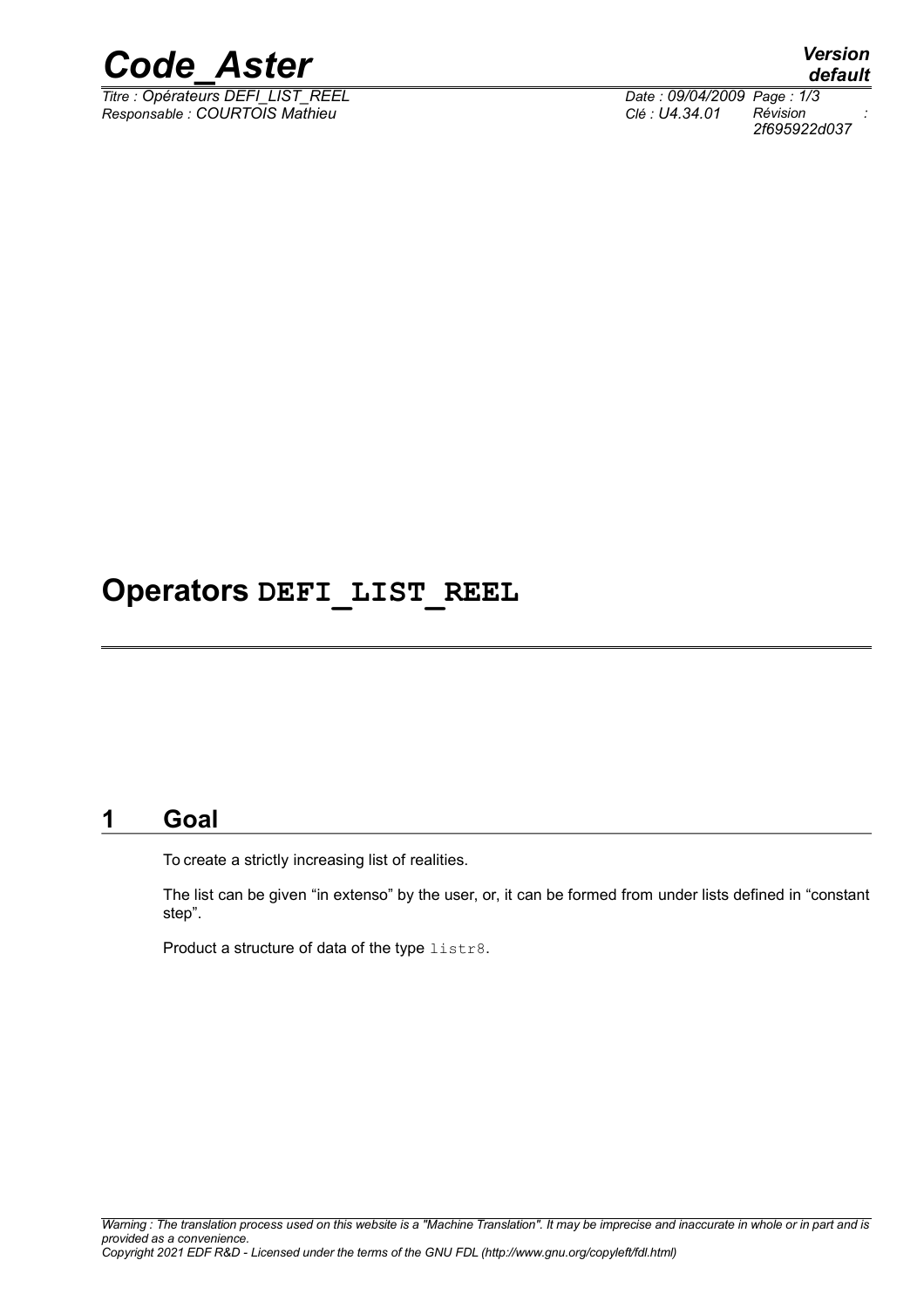# Operators DEFI_LIST_REEL

## 1 Goal

To create a strictly increasing list of realities.

The list can be given "in extenso" by the user, or, it can be formed from under lists defined in "constant step".

Product a structure of data of the type `listr8`.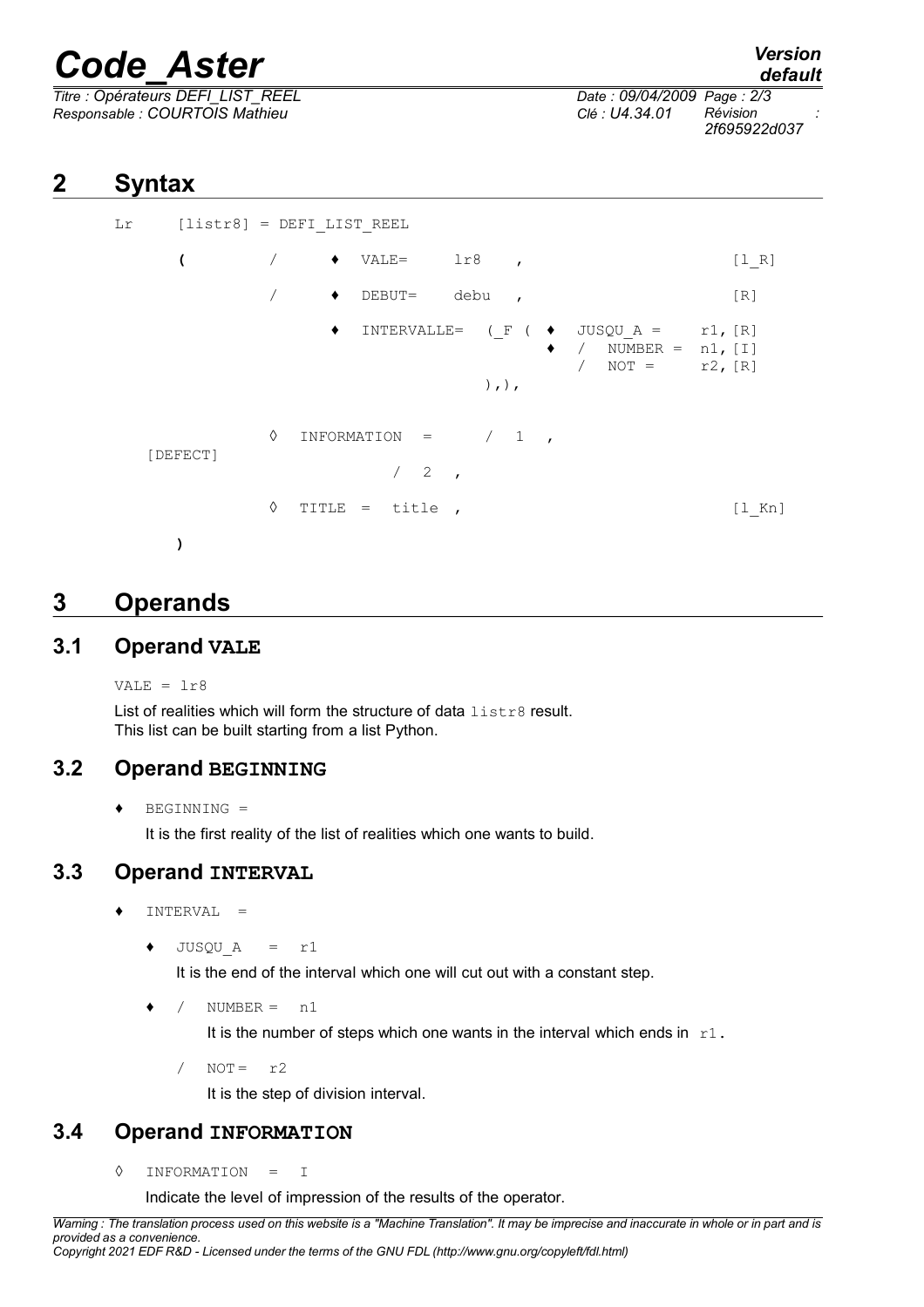## 2 Syntax

```
Lr      [listr8] = DEFI_LIST_REEL

        (        /     ♦  VALE=      lr8    ,                          [l_R]

                 /     ♦  DEBUT=     debu   ,                          [R]

                       ♦  INTERVALLE=   (_F ( ♦  JUSQU_A =     r1, [R]
                                              ♦  /  NUMBER =  n1, [I]
                                                 /  NOT =     r2, [R]
                                        ),),

                 ◊  INFORMATION  =      /  1  ,
   [DEFECT]
                                 /  2  ,

                 ◊  TITLE  =  title  ,                                  [l_Kn]

        )
```

## 3 Operands

### 3.1 Operand VALE

`VALE = lr8`

List of realities which will form the structure of data `listr8` result.
This list can be built starting from a list Python.

### 3.2 Operand BEGINNING

♦ `BEGINNING =`

It is the first reality of the list of realities which one wants to build.

### 3.3 Operand INTERVAL

♦ `INTERVAL =`

♦ `JUSQU_A = r1`

It is the end of the interval which one will cut out with a constant step.

♦ / `NUMBER = n1`

It is the number of steps which one wants in the interval which ends in `r1`.

/ `NOT= r2`

It is the step of division interval.

### 3.4 Operand INFORMATION

◊ `INFORMATION = I`

Indicate the level of impression of the results of the operator.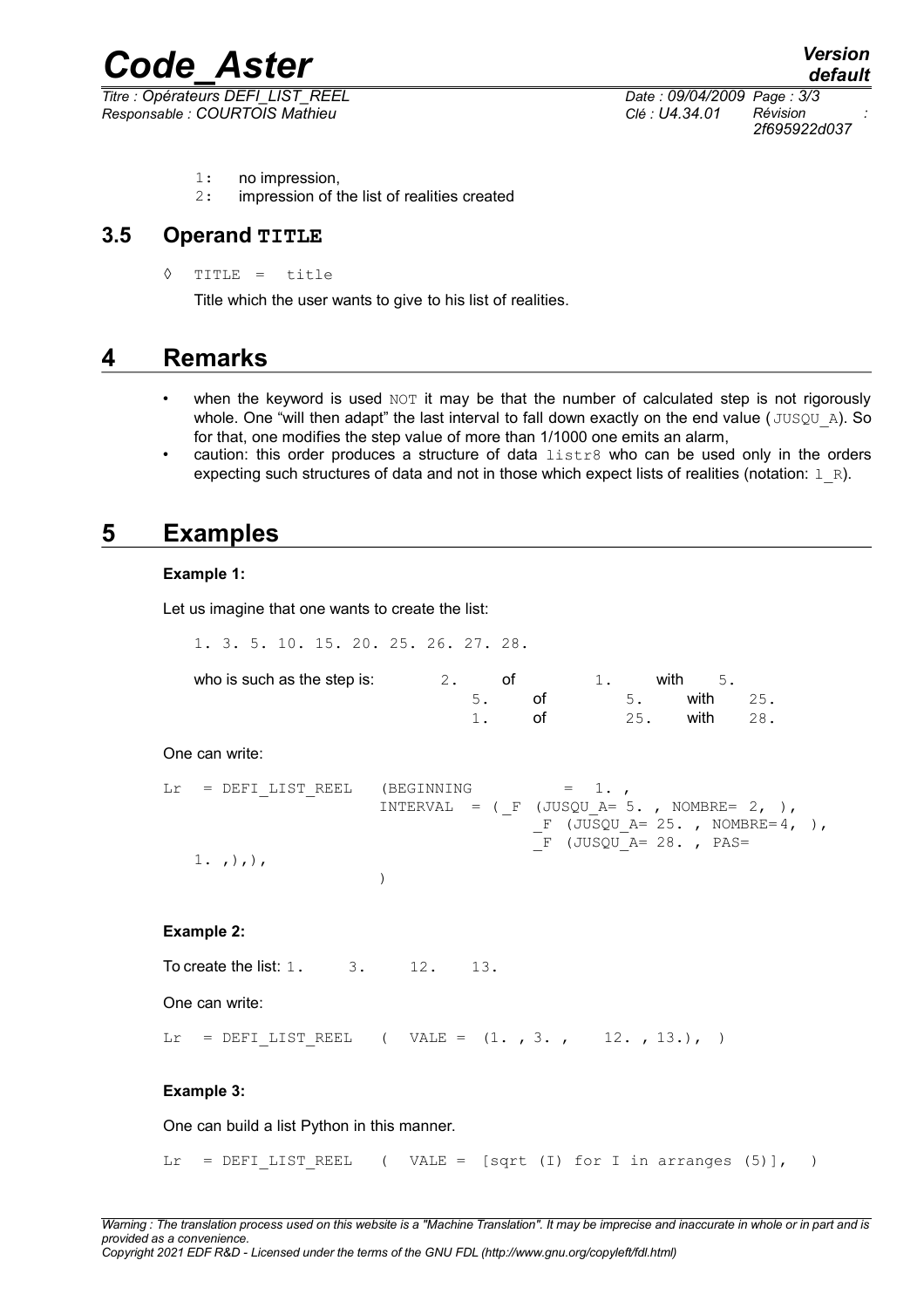1: no impression,
2: impression of the list of realities created

### 3.5 Operand **TITLE**

◊ TITLE = title

Title which the user wants to give to his list of realities.

## 4 Remarks

- when the keyword is used NOT it may be that the number of calculated step is not rigorously whole. One "will then adapt" the last interval to fall down exactly on the end value (JUSQU_A). So for that, one modifies the step value of more than 1/1000 one emits an alarm,
- caution: this order produces a structure of data listr8 who can be used only in the orders expecting such structures of data and not in those which expect lists of realities (notation: l_R).

## 5 Examples

**Example 1:**

Let us imagine that one wants to create the list:

1. 3. 5. 10. 15. 20. 25. 26. 27. 28.

| | | | | |
|---|---|---|---|---|
| who is such as the step is: | 2. | of | 1. | with 5. |
| | 5. | of | 5. | with 25. |
| | 1. | of | 25. | with 28. |

One can write:

```
Lr  = DEFI_LIST_REEL   (BEGINNING         =  1. ,
                       INTERVAL  = ( _F  (JUSQU_A= 5. , NOMBRE= 2, ),
                                     _F  (JUSQU_A= 25. , NOMBRE=4, ),
                                     _F  (JUSQU_A= 28. , PAS=
   1. ,),),
                       )
```

**Example 2:**

To create the list: 1. 3. 12. 13.

One can write:

```
Lr  = DEFI_LIST_REEL   (  VALE =  (1. , 3. ,    12. , 13.), )
```

**Example 3:**

One can build a list Python in this manner.

```
Lr  = DEFI_LIST_REEL   (  VALE =  [sqrt (I) for I in arranges (5)],  )
```